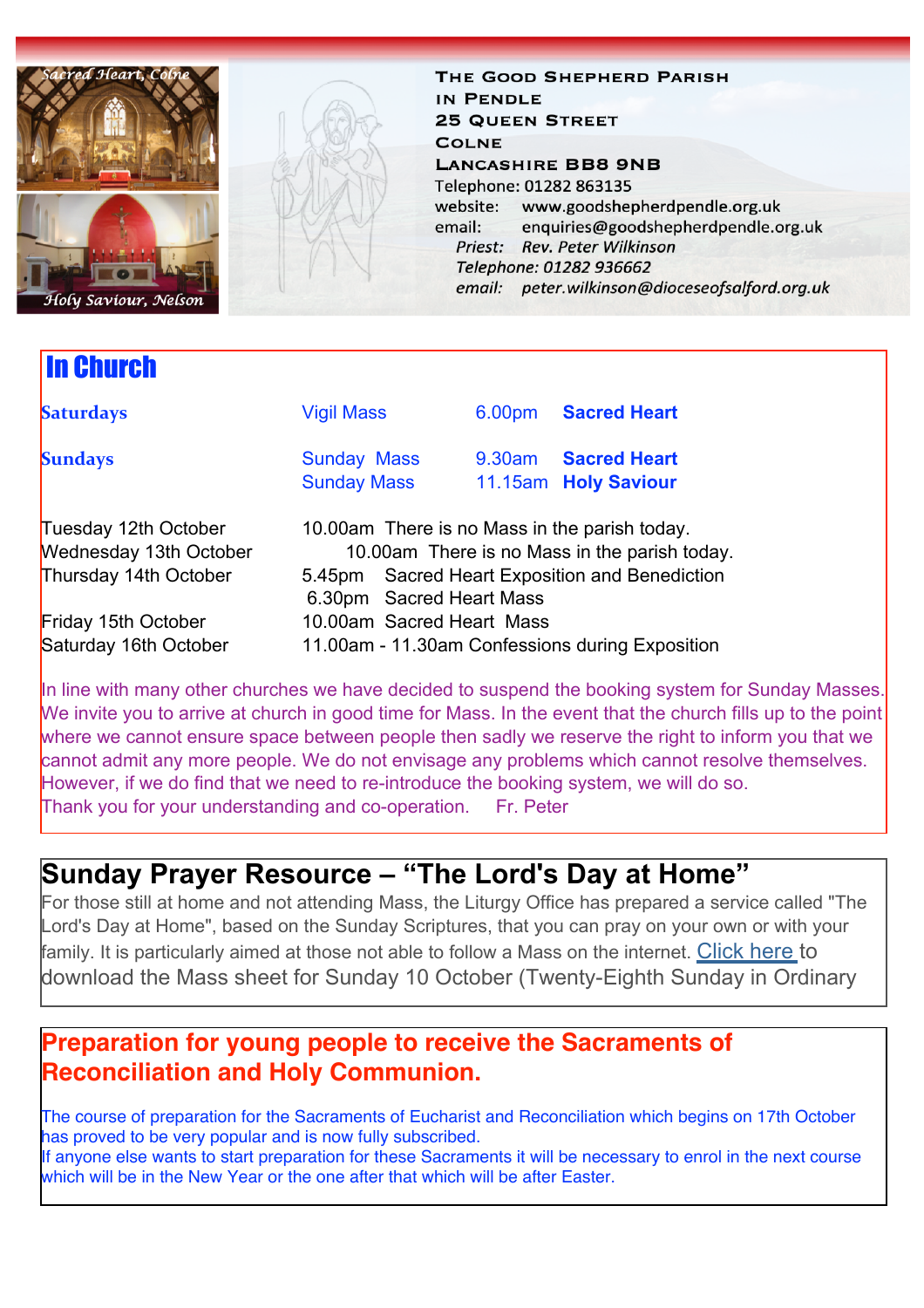Sacred Heart, Colne

Holy Saviour, Nelson

**THE GOOD SHEPHERD PARISH**
**IN PENDLE**
**25 QUEEN STREET**
**COLNE**
**LANCASHIRE BB8 9NB**

Telephone: 01282 863135
website: www.goodshepherdpendle.org.uk
email: enquiries@goodshepherdpendle.org.uk

*Priest: Rev. Peter Wilkinson*
*Telephone: 01282 936662*
*email: peter.wilkinson@dioceseofsalford.org.uk*

## In Church

| | | | |
|---|---|---|---|
| **Saturdays** | Vigil Mass | 6.00pm | **Sacred Heart** |
| **Sundays** | Sunday Mass | 9.30am | **Sacred Heart** |
| | Sunday Mass | 11.15am | **Holy Saviour** |

| | |
|---|---|
| Tuesday 12th October | 10.00am There is no Mass in the parish today. |
| Wednesday 13th October | 10.00am There is no Mass in the parish today. |
| Thursday 14th October | 5.45pm Sacred Heart Exposition and Benediction |
| | 6.30pm Sacred Heart Mass |
| Friday 15th October | 10.00am Sacred Heart Mass |
| Saturday 16th October | 11.00am - 11.30am Confessions during Exposition |

In line with many other churches we have decided to suspend the booking system for Sunday Masses. We invite you to arrive at church in good time for Mass. In the event that the church fills up to the point where we cannot ensure space between people then sadly we reserve the right to inform you that we cannot admit any more people. We do not envisage any problems which cannot resolve themselves. However, if we do find that we need to re-introduce the booking system, we will do so.
Thank you for your understanding and co-operation. Fr. Peter

## Sunday Prayer Resource – "The Lord's Day at Home"

For those still at home and not attending Mass, the Liturgy Office has prepared a service called "The Lord's Day at Home", based on the Sunday Scriptures, that you can pray on your own or with your family. It is particularly aimed at those not able to follow a Mass on the internet. Click here to download the Mass sheet for Sunday 10 October (Twenty-Eighth Sunday in Ordinary

## Preparation for young people to receive the Sacraments of Reconciliation and Holy Communion.

The course of preparation for the Sacraments of Eucharist and Reconciliation which begins on 17th October has proved to be very popular and is now fully subscribed.
If anyone else wants to start preparation for these Sacraments it will be necessary to enrol in the next course which will be in the New Year or the one after that which will be after Easter.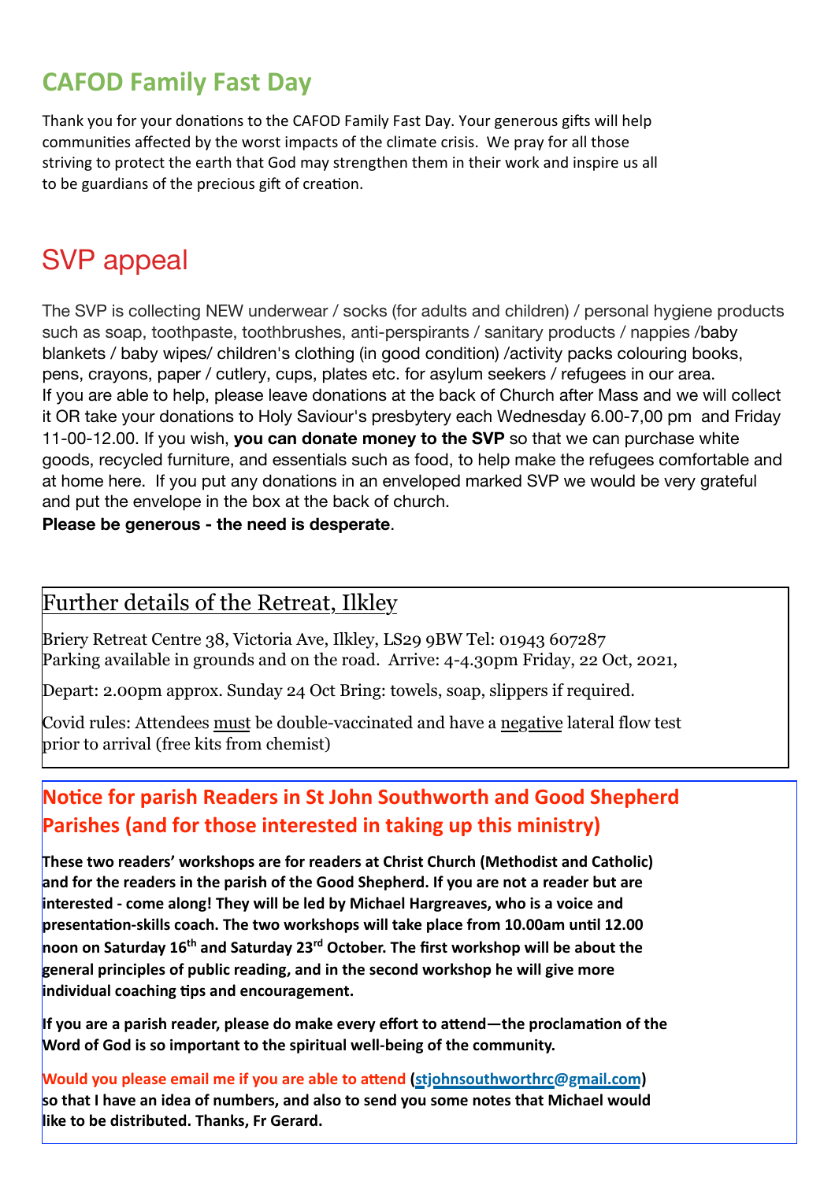## CAFOD Family Fast Day

Thank you for your donations to the CAFOD Family Fast Day. Your generous gifts will help communities affected by the worst impacts of the climate crisis. We pray for all those striving to protect the earth that God may strengthen them in their work and inspire us all to be guardians of the precious gift of creation.

## SVP appeal

The SVP is collecting NEW underwear / socks (for adults and children) / personal hygiene products such as soap, toothpaste, toothbrushes, anti-perspirants / sanitary products / nappies /baby blankets / baby wipes/ children's clothing (in good condition) /activity packs colouring books, pens, crayons, paper / cutlery, cups, plates etc. for asylum seekers / refugees in our area. If you are able to help, please leave donations at the back of Church after Mass and we will collect it OR take your donations to Holy Saviour's presbytery each Wednesday 6.00-7,00 pm and Friday 11-00-12.00. If you wish, **you can donate money to the SVP** so that we can purchase white goods, recycled furniture, and essentials such as food, to help make the refugees comfortable and at home here. If you put any donations in an enveloped marked SVP we would be very grateful and put the envelope in the box at the back of church.

**Please be generous - the need is desperate**.

## Further details of the Retreat, Ilkley

Briery Retreat Centre 38, Victoria Ave, Ilkley, LS29 9BW Tel: 01943 607287
Parking available in grounds and on the road. Arrive: 4-4.30pm Friday, 22 Oct, 2021,

Depart: 2.00pm approx. Sunday 24 Oct Bring: towels, soap, slippers if required.

Covid rules: Attendees must be double-vaccinated and have a negative lateral flow test prior to arrival (free kits from chemist)

## Notice for parish Readers in St John Southworth and Good Shepherd Parishes (and for those interested in taking up this ministry)

**These two readers' workshops are for readers at Christ Church (Methodist and Catholic) and for the readers in the parish of the Good Shepherd. If you are not a reader but are interested - come along! They will be led by Michael Hargreaves, who is a voice and presentation-skills coach. The two workshops will take place from 10.00am until 12.00 noon on Saturday 16th and Saturday 23rd October. The first workshop will be about the general principles of public reading, and in the second workshop he will give more individual coaching tips and encouragement.**

**If you are a parish reader, please do make every effort to attend—the proclamation of the Word of God is so important to the spiritual well-being of the community.**

**Would you please email me if you are able to attend (stjohnsouthworthrc@gmail.com) so that I have an idea of numbers, and also to send you some notes that Michael would like to be distributed. Thanks, Fr Gerard.**